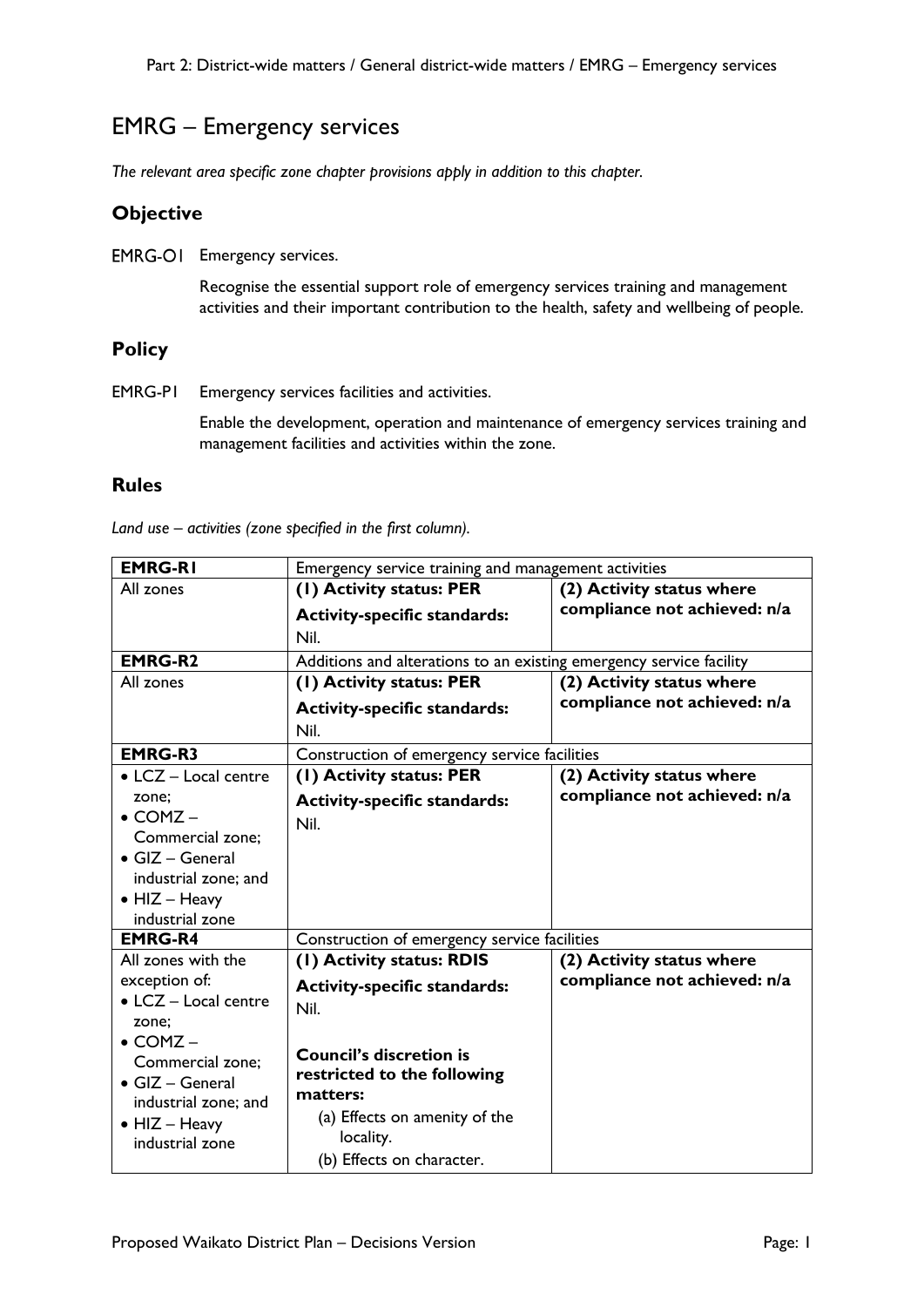# EMRG – Emergency services

*The relevant area specific zone chapter provisions apply in addition to this chapter.*

## Objective

EMRG-O1 Emergency services.

Recognise the essential support role of emergency services training and management activities and their important contribution to the health, safety and wellbeing of people.

## Policy

EMRG-P1 Emergency services facilities and activities.

Enable the development, operation and maintenance of emergency services training and management facilities and activities within the zone.

## Rules

*Land use – activities (zone specified in the first column).*

| **EMRG-R1** | Emergency service training and management activities | |
|---|---|---|
| All zones | **(1) Activity status: PER**<br>**Activity-specific standards:**<br>Nil. | **(2) Activity status where compliance not achieved: n/a** |
| **EMRG-R2** | Additions and alterations to an existing emergency service facility | |
| All zones | **(1) Activity status: PER**<br>**Activity-specific standards:**<br>Nil. | **(2) Activity status where compliance not achieved: n/a** |
| **EMRG-R3** | Construction of emergency service facilities | |
| • LCZ – Local centre zone;<br>• COMZ – Commercial zone;<br>• GIZ – General industrial zone; and<br>• HIZ – Heavy industrial zone | **(1) Activity status: PER**<br>**Activity-specific standards:**<br>Nil. | **(2) Activity status where compliance not achieved: n/a** |
| **EMRG-R4** | Construction of emergency service facilities | |
| All zones with the exception of:<br>• LCZ – Local centre zone;<br>• COMZ – Commercial zone;<br>• GIZ – General industrial zone; and<br>• HIZ – Heavy industrial zone | **(1) Activity status: RDIS**<br>**Activity-specific standards:**<br>Nil.<br><br>**Council's discretion is restricted to the following matters:**<br>(a) Effects on amenity of the locality.<br>(b) Effects on character. | **(2) Activity status where compliance not achieved: n/a** |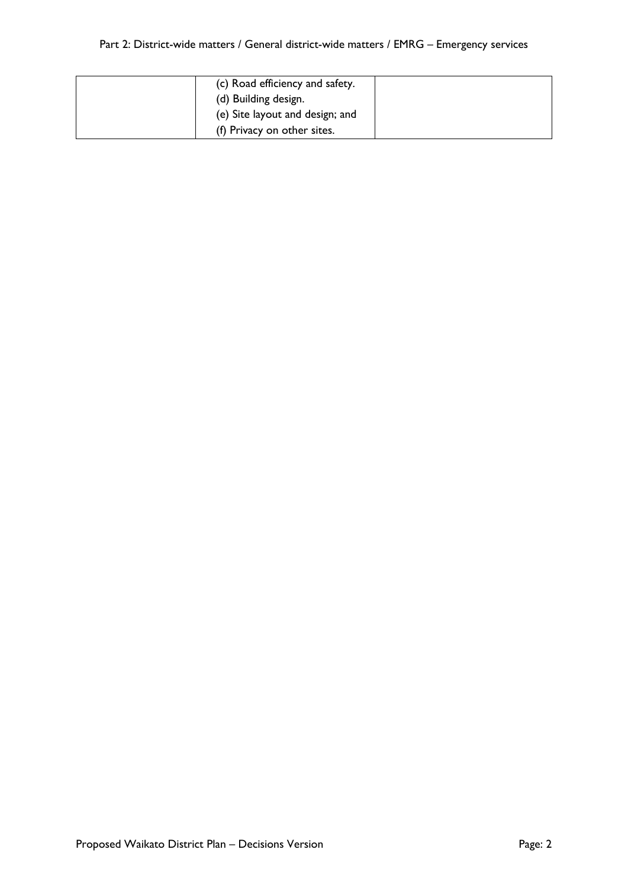| | | |
|---|---|---|
| | (c) Road efficiency and safety.<br>(d) Building design.<br>(e) Site layout and design; and<br>(f) Privacy on other sites. | |